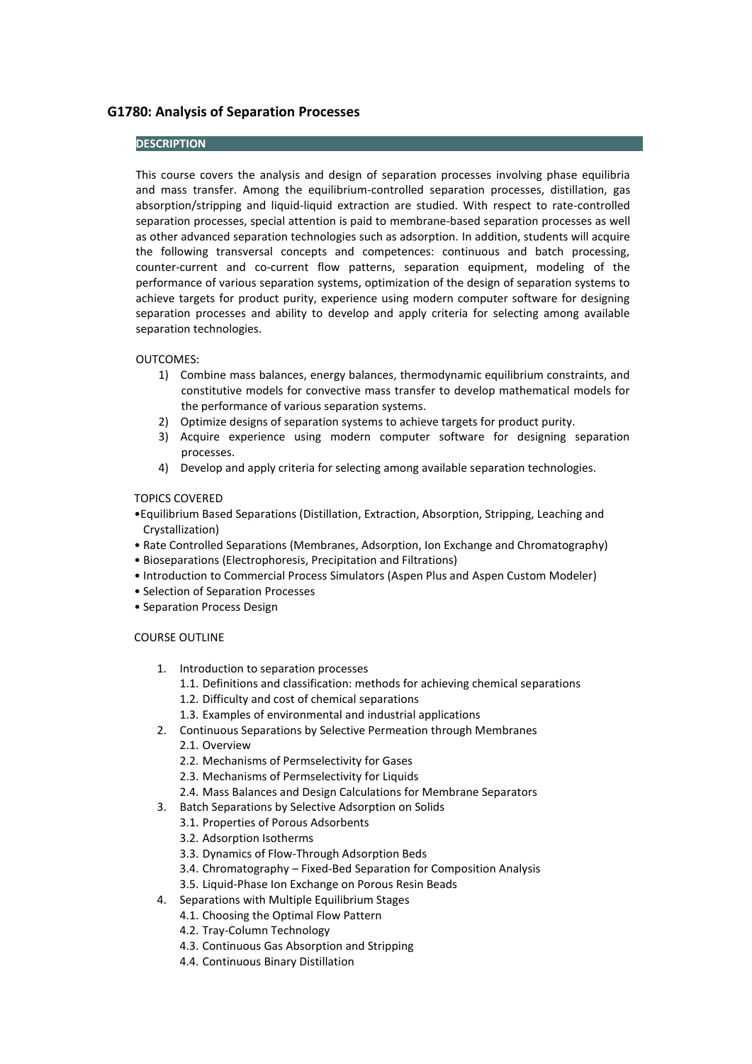## G1780: Analysis of Separation Processes

**DESCRIPTION**

This course covers the analysis and design of separation processes involving phase equilibria and mass transfer. Among the equilibrium-controlled separation processes, distillation, gas absorption/stripping and liquid-liquid extraction are studied. With respect to rate-controlled separation processes, special attention is paid to membrane-based separation processes as well as other advanced separation technologies such as adsorption. In addition, students will acquire the following transversal concepts and competences: continuous and batch processing, counter-current and co-current flow patterns, separation equipment, modeling of the performance of various separation systems, optimization of the design of separation systems to achieve targets for product purity, experience using modern computer software for designing separation processes and ability to develop and apply criteria for selecting among available separation technologies.

OUTCOMES:

1) Combine mass balances, energy balances, thermodynamic equilibrium constraints, and constitutive models for convective mass transfer to develop mathematical models for the performance of various separation systems.
2) Optimize designs of separation systems to achieve targets for product purity.
3) Acquire experience using modern computer software for designing separation processes.
4) Develop and apply criteria for selecting among available separation technologies.

TOPICS COVERED

- Equilibrium Based Separations (Distillation, Extraction, Absorption, Stripping, Leaching and Crystallization)
- Rate Controlled Separations (Membranes, Adsorption, Ion Exchange and Chromatography)
- Bioseparations (Electrophoresis, Precipitation and Filtrations)
- Introduction to Commercial Process Simulators (Aspen Plus and Aspen Custom Modeler)
- Selection of Separation Processes
- Separation Process Design

COURSE OUTLINE

1. Introduction to separation processes
   1.1. Definitions and classification: methods for achieving chemical separations
   1.2. Difficulty and cost of chemical separations
   1.3. Examples of environmental and industrial applications
2. Continuous Separations by Selective Permeation through Membranes
   2.1. Overview
   2.2. Mechanisms of Permselectivity for Gases
   2.3. Mechanisms of Permselectivity for Liquids
   2.4. Mass Balances and Design Calculations for Membrane Separators
3. Batch Separations by Selective Adsorption on Solids
   3.1. Properties of Porous Adsorbents
   3.2. Adsorption Isotherms
   3.3. Dynamics of Flow-Through Adsorption Beds
   3.4. Chromatography – Fixed-Bed Separation for Composition Analysis
   3.5. Liquid-Phase Ion Exchange on Porous Resin Beads
4. Separations with Multiple Equilibrium Stages
   4.1. Choosing the Optimal Flow Pattern
   4.2. Tray-Column Technology
   4.3. Continuous Gas Absorption and Stripping
   4.4. Continuous Binary Distillation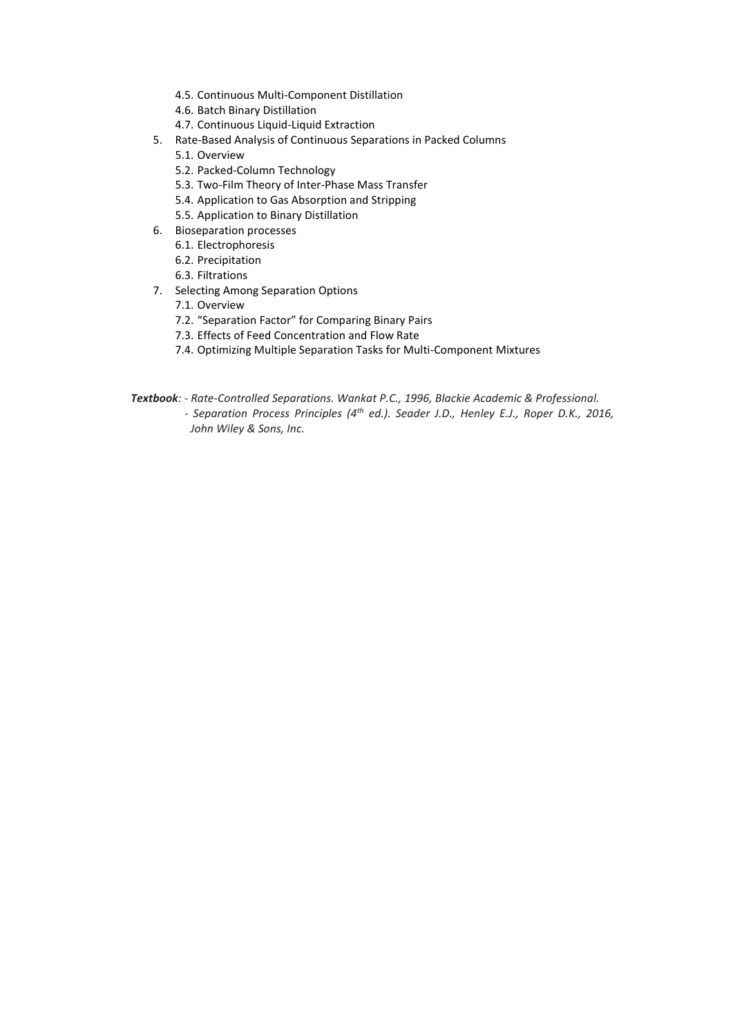- 4.5. Continuous Multi-Component Distillation
   - 4.6. Batch Binary Distillation
   - 4.7. Continuous Liquid-Liquid Extraction
5. Rate-Based Analysis of Continuous Separations in Packed Columns
   - 5.1. Overview
   - 5.2. Packed-Column Technology
   - 5.3. Two-Film Theory of Inter-Phase Mass Transfer
   - 5.4. Application to Gas Absorption and Stripping
   - 5.5. Application to Binary Distillation
6. Bioseparation processes
   - 6.1. Electrophoresis
   - 6.2. Precipitation
   - 6.3. Filtrations
7. Selecting Among Separation Options
   - 7.1. Overview
   - 7.2. "Separation Factor" for Comparing Binary Pairs
   - 7.3. Effects of Feed Concentration and Flow Rate
   - 7.4. Optimizing Multiple Separation Tasks for Multi-Component Mixtures

***Textbook****: - Rate-Controlled Separations. Wankat P.C., 1996, Blackie Academic & Professional.*
*- Separation Process Principles (4th ed.). Seader J.D., Henley E.J., Roper D.K., 2016, John Wiley & Sons, Inc.*